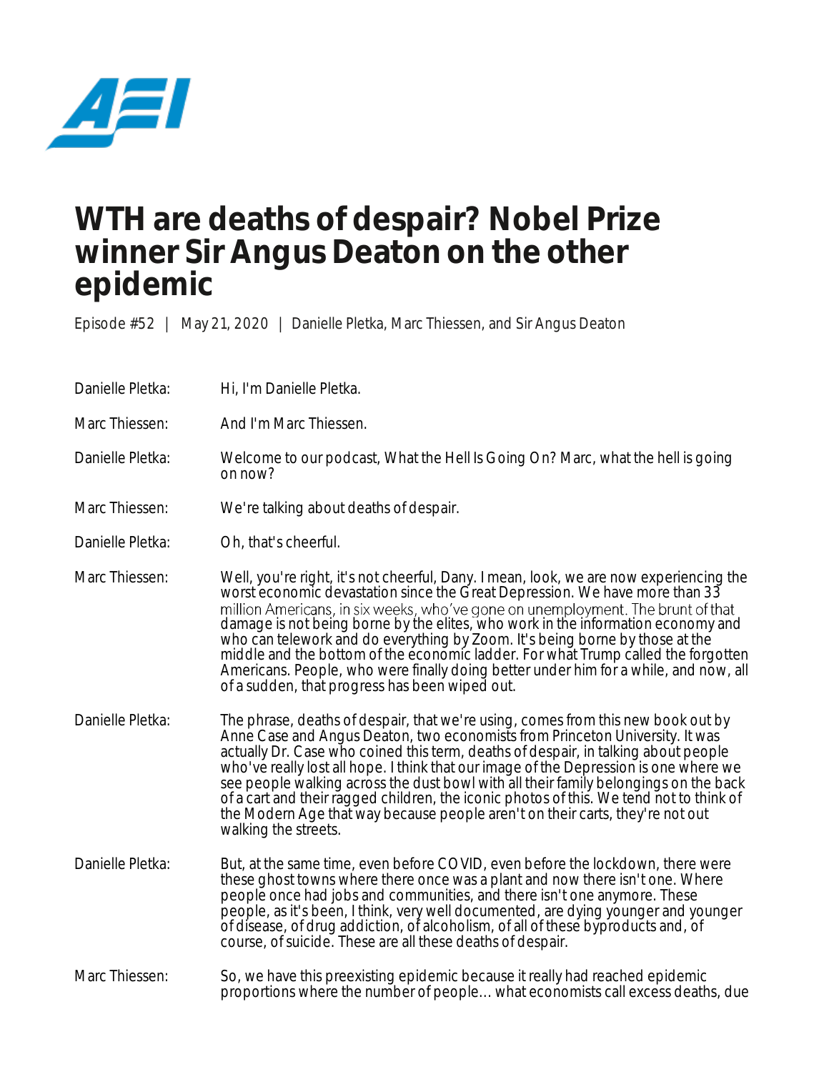# WTH are deaths of despair? Nobel Prize winner Sir Angus Deaton on the other epidemic

Episode #52 | May 21, 2020 | Danielle Pletka, Marc Thiessen, and Sir Angus Deaton

Danielle Pletka: Hi, I'm Danielle Pletka.

Marc Thiessen: And I'm Marc Thiessen.

Danielle Pletka: Welcome to our podcast, What the Hell Is Going On? Marc, what the hell is going on now?

Marc Thiessen: We're talking about deaths of despair.

Danielle Pletka: Oh, that's cheerful.

Marc Thiessen: Well, you're right, it's not cheerful, Dany. I mean, look, we are now experiencing the worst economic devastation since the Great Depression. We have more than 33 million Americans, in six weeks, who've gone on unemployment. The brunt of that damage is not being borne by the elites, who work in the information economy and who can telework and do everything by Zoom. It's being borne by those at the middle and the bottom of the economic ladder. For what Trump called the forgotten Americans. People, who were finally doing better under him for a while, and now, all of a sudden, that progress has been wiped out.

Danielle Pletka: The phrase, deaths of despair, that we're using, comes from this new book out by Anne Case and Angus Deaton, two economists from Princeton University. It was actually Dr. Case who coined this term, deaths of despair, in talking about people who've really lost all hope. I think that our image of the Depression is one where we see people walking across the dust bowl with all their family belongings on the back of a cart and their ragged children, the iconic photos of this. We tend not to think of the Modern Age that way because people aren't on their carts, they're not out walking the streets.

Danielle Pletka: But, at the same time, even before COVID, even before the lockdown, there were these ghost towns where there once was a plant and now there isn't one. Where people once had jobs and communities, and there isn't one anymore. These people, as it's been, I think, very well documented, are dying younger and younger of disease, of drug addiction, of alcoholism, of all of these byproducts and, of course, of suicide. These are all these deaths of despair.

Marc Thiessen: So, we have this preexisting epidemic because it really had reached epidemic proportions where the number of people... what economists call excess deaths, due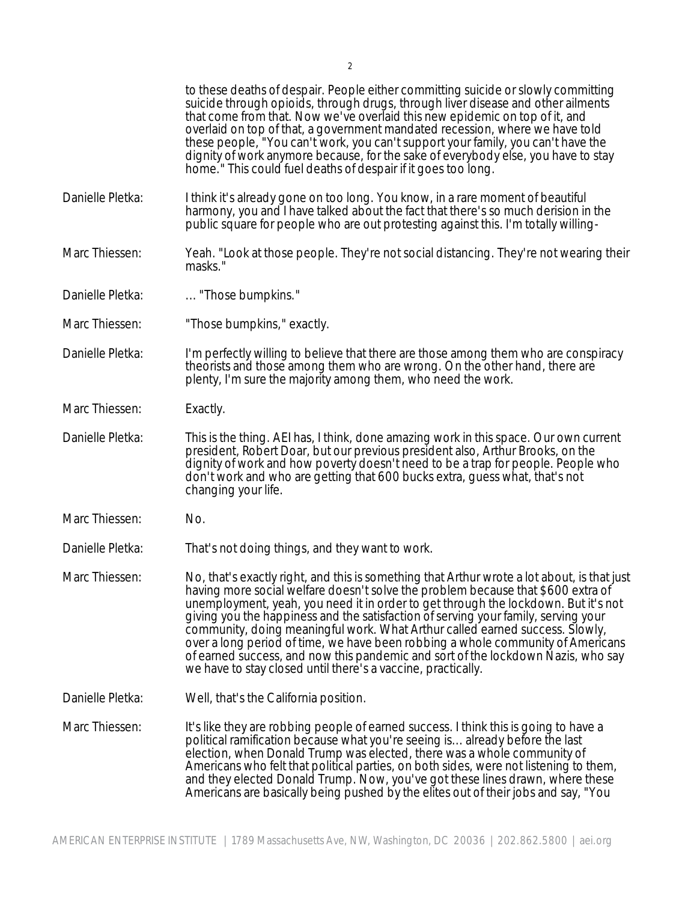to these deaths of despair. People either committing suicide or slowly committing suicide through opioids, through drugs, through liver disease and other ailments that come from that. Now we've overlaid this new epidemic on top of it, and overlaid on top of that, a government mandated recession, where we have told these people, "You can't work, you can't support your family, you can't have the dignity of work anymore because, for the sake of everybody else, you have to stay home." This could fuel deaths of despair if it goes too long.

Danielle Pletka: I think it's already gone on too long. You know, in a rare moment of beautiful harmony, you and I have talked about the fact that there's so much derision in the public square for people who are out protesting against this. I'm totally willing-

Marc Thiessen: Yeah. "Look at those people. They're not social distancing. They're not wearing their masks."

Danielle Pletka: … "Those bumpkins."

Marc Thiessen: "Those bumpkins," exactly.

Danielle Pletka: I'm perfectly willing to believe that there are those among them who are conspiracy theorists and those among them who are wrong. On the other hand, there are plenty, I'm sure the majority among them, who need the work.

Marc Thiessen: Exactly.

Danielle Pletka: This is the thing. AEI has, I think, done amazing work in this space. Our own current president, Robert Doar, but our previous president also, Arthur Brooks, on the dignity of work and how poverty doesn't need to be a trap for people. People who don't work and who are getting that 600 bucks extra, guess what, that's not changing your life.

Marc Thiessen: No.

Danielle Pletka: That's not doing things, and they want to work.

Marc Thiessen: No, that's exactly right, and this is something that Arthur wrote a lot about, is that just having more social welfare doesn't solve the problem because that $600 extra of unemployment, yeah, you need it in order to get through the lockdown. But it's not giving you the happiness and the satisfaction of serving your family, serving your community, doing meaningful work. What Arthur called earned success. Slowly, over a long period of time, we have been robbing a whole community of Americans of earned success, and now this pandemic and sort of the lockdown Nazis, who say we have to stay closed until there's a vaccine, practically.

Danielle Pletka: Well, that's the California position.

Marc Thiessen: It's like they are robbing people of earned success. I think this is going to have a political ramification because what you're seeing is… already before the last election, when Donald Trump was elected, there was a whole community of Americans who felt that political parties, on both sides, were not listening to them, and they elected Donald Trump. Now, you've got these lines drawn, where these Americans are basically being pushed by the elites out of their jobs and say, "You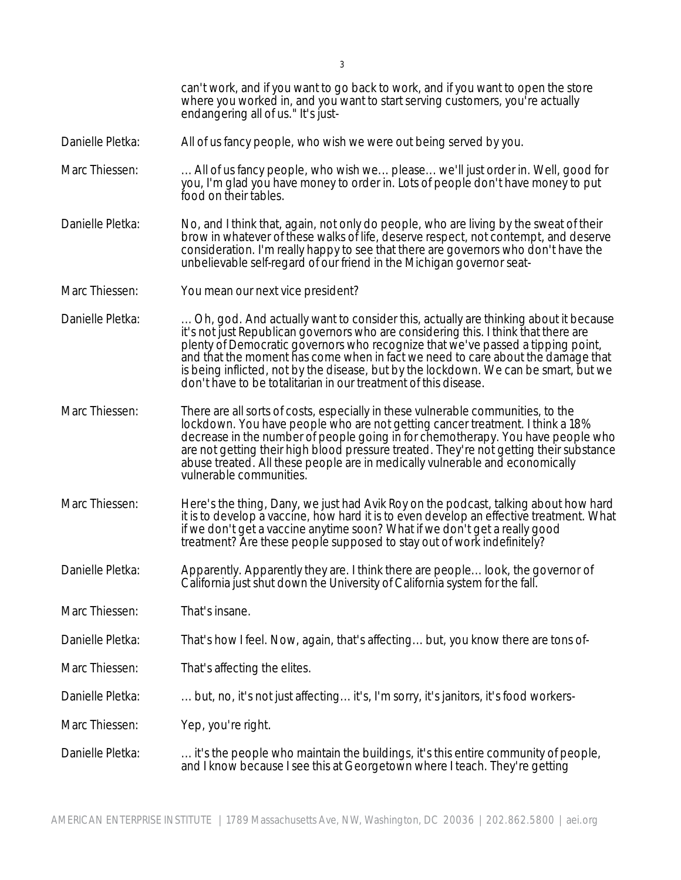can't work, and if you want to go back to work, and if you want to open the store where you worked in, and you want to start serving customers, you're actually endangering all of us." It's just-

Danielle Pletka: All of us fancy people, who wish we were out being served by you.

Marc Thiessen: ... All of us fancy people, who wish we... please... we'll just order in. Well, good for you, I'm glad you have money to order in. Lots of people don't have money to put food on their tables.

Danielle Pletka: No, and I think that, again, not only do people, who are living by the sweat of their brow in whatever of these walks of life, deserve respect, not contempt, and deserve consideration. I'm really happy to see that there are governors who don't have the unbelievable self-regard of our friend in the Michigan governor seat-

Marc Thiessen: You mean our next vice president?

Danielle Pletka: ... Oh, god. And actually want to consider this, actually are thinking about it because it's not just Republican governors who are considering this. I think that there are plenty of Democratic governors who recognize that we've passed a tipping point, and that the moment has come when in fact we need to care about the damage that is being inflicted, not by the disease, but by the lockdown. We can be smart, but we don't have to be totalitarian in our treatment of this disease.

Marc Thiessen: There are all sorts of costs, especially in these vulnerable communities, to the lockdown. You have people who are not getting cancer treatment. I think a 18% decrease in the number of people going in for chemotherapy. You have people who are not getting their high blood pressure treated. They're not getting their substance abuse treated. All these people are in medically vulnerable and economically vulnerable communities.

Marc Thiessen: Here's the thing, Dany, we just had Avik Roy on the podcast, talking about how hard it is to develop a vaccine, how hard it is to even develop an effective treatment. What if we don't get a vaccine anytime soon? What if we don't get a really good treatment? Are these people supposed to stay out of work indefinitely?

Danielle Pletka: Apparently. Apparently they are. I think there are people... look, the governor of California just shut down the University of California system for the fall.

Marc Thiessen: That's insane.

Danielle Pletka: That's how I feel. Now, again, that's affecting... but, you know there are tons of-

Marc Thiessen: That's affecting the elites.

Danielle Pletka: ... but, no, it's not just affecting... it's, I'm sorry, it's janitors, it's food workers-

Marc Thiessen: Yep, you're right.

Danielle Pletka: ... it's the people who maintain the buildings, it's this entire community of people, and I know because I see this at Georgetown where I teach. They're getting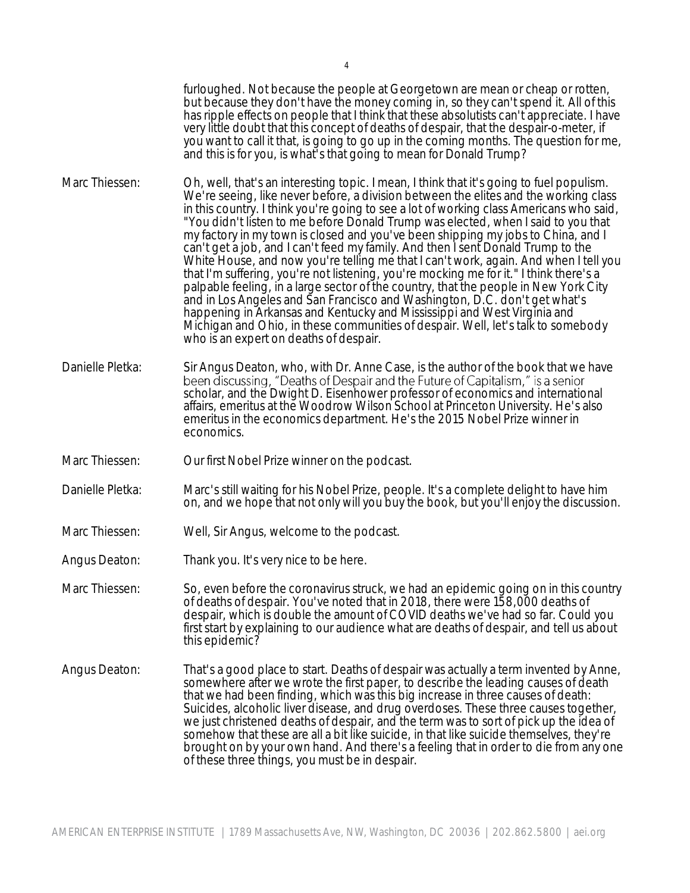furloughed. Not because the people at Georgetown are mean or cheap or rotten, but because they don't have the money coming in, so they can't spend it. All of this has ripple effects on people that I think that these absolutists can't appreciate. I have very little doubt that this concept of deaths of despair, that the despair-o-meter, if you want to call it that, is going to go up in the coming months. The question for me, and this is for you, is what's that going to mean for Donald Trump?

Marc Thiessen: Oh, well, that's an interesting topic. I mean, I think that it's going to fuel populism. We're seeing, like never before, a division between the elites and the working class in this country. I think you're going to see a lot of working class Americans who said, "You didn't listen to me before Donald Trump was elected, when I said to you that my factory in my town is closed and you've been shipping my jobs to China, and I can't get a job, and I can't feed my family. And then I sent Donald Trump to the White House, and now you're telling me that I can't work, again. And when I tell you that I'm suffering, you're not listening, you're mocking me for it." I think there's a palpable feeling, in a large sector of the country, that the people in New York City and in Los Angeles and San Francisco and Washington, D.C. don't get what's happening in Arkansas and Kentucky and Mississippi and West Virginia and Michigan and Ohio, in these communities of despair. Well, let's talk to somebody who is an expert on deaths of despair.

Danielle Pletka: Sir Angus Deaton, who, with Dr. Anne Case, is the author of the book that we have been discussing, "Deaths of Despair and the Future of Capitalism," is a senior scholar, and the Dwight D. Eisenhower professor of economics and international affairs, emeritus at the Woodrow Wilson School at Princeton University. He's also emeritus in the economics department. He's the 2015 Nobel Prize winner in economics.

Marc Thiessen: Our first Nobel Prize winner on the podcast.

Danielle Pletka: Marc's still waiting for his Nobel Prize, people. It's a complete delight to have him on, and we hope that not only will you buy the book, but you'll enjoy the discussion.

Marc Thiessen: Well, Sir Angus, welcome to the podcast.

Angus Deaton: Thank you. It's very nice to be here.

Marc Thiessen: So, even before the coronavirus struck, we had an epidemic going on in this country of deaths of despair. You've noted that in 2018, there were 158,000 deaths of despair, which is double the amount of COVID deaths we've had so far. Could you first start by explaining to our audience what are deaths of despair, and tell us about this epidemic?

Angus Deaton: That's a good place to start. Deaths of despair was actually a term invented by Anne, somewhere after we wrote the first paper, to describe the leading causes of death that we had been finding, which was this big increase in three causes of death: Suicides, alcoholic liver disease, and drug overdoses. These three causes together, we just christened deaths of despair, and the term was to sort of pick up the idea of somehow that these are all a bit like suicide, in that like suicide themselves, they're brought on by your own hand. And there's a feeling that in order to die from any one of these three things, you must be in despair.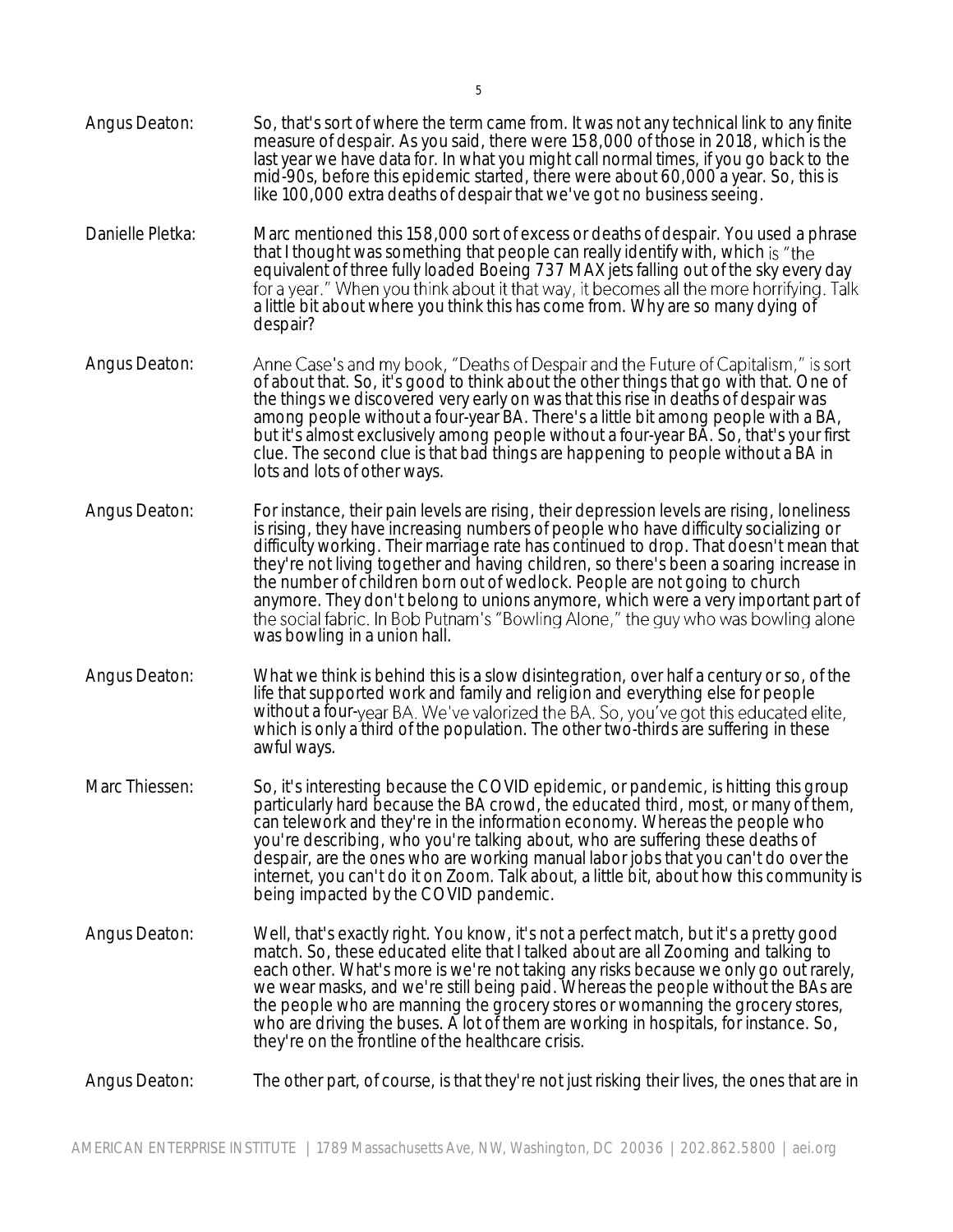Angus Deaton: So, that's sort of where the term came from. It was not any technical link to any finite measure of despair. As you said, there were 158,000 of those in 2018, which is the last year we have data for. In what you might call normal times, if you go back to the mid-90s, before this epidemic started, there were about 60,000 a year. So, this is like 100,000 extra deaths of despair that we've got no business seeing.

Danielle Pletka: Marc mentioned this 158,000 sort of excess or deaths of despair. You used a phrase that I thought was something that people can really identify with, which is "the equivalent of three fully loaded Boeing 737 MAX jets falling out of the sky every day for a year." When you think about it that way, it becomes all the more horrifying. Talk a little bit about where you think this has come from. Why are so many dying of despair?

Angus Deaton: Anne Case's and my book, "Deaths of Despair and the Future of Capitalism," is sort of about that. So, it's good to think about the other things that go with that. One of the things we discovered very early on was that this rise in deaths of despair was among people without a four-year BA. There's a little bit among people with a BA, but it's almost exclusively among people without a four-year BA. So, that's your first clue. The second clue is that bad things are happening to people without a BA in lots and lots of other ways.

Angus Deaton: For instance, their pain levels are rising, their depression levels are rising, loneliness is rising, they have increasing numbers of people who have difficulty socializing or difficulty working. Their marriage rate has continued to drop. That doesn't mean that they're not living together and having children, so there's been a soaring increase in the number of children born out of wedlock. People are not going to church anymore. They don't belong to unions anymore, which were a very important part of the social fabric. In Bob Putnam's "Bowling Alone," the guy who was bowling alone was bowling in a union hall.

Angus Deaton: What we think is behind this is a slow disintegration, over half a century or so, of the life that supported work and family and religion and everything else for people without a four-year BA. We've valorized the BA. So, you've got this educated elite, which is only a third of the population. The other two-thirds are suffering in these awful ways.

Marc Thiessen: So, it's interesting because the COVID epidemic, or pandemic, is hitting this group particularly hard because the BA crowd, the educated third, most, or many of them, can telework and they're in the information economy. Whereas the people who you're describing, who you're talking about, who are suffering these deaths of despair, are the ones who are working manual labor jobs that you can't do over the internet, you can't do it on Zoom. Talk about, a little bit, about how this community is being impacted by the COVID pandemic.

Angus Deaton: Well, that's exactly right. You know, it's not a perfect match, but it's a pretty good match. So, these educated elite that I talked about are all Zooming and talking to each other. What's more is we're not taking any risks because we only go out rarely, we wear masks, and we're still being paid. Whereas the people without the BAs are the people who are manning the grocery stores or womanning the grocery stores, who are driving the buses. A lot of them are working in hospitals, for instance. So, they're on the frontline of the healthcare crisis.

Angus Deaton: The other part, of course, is that they're not just risking their lives, the ones that are in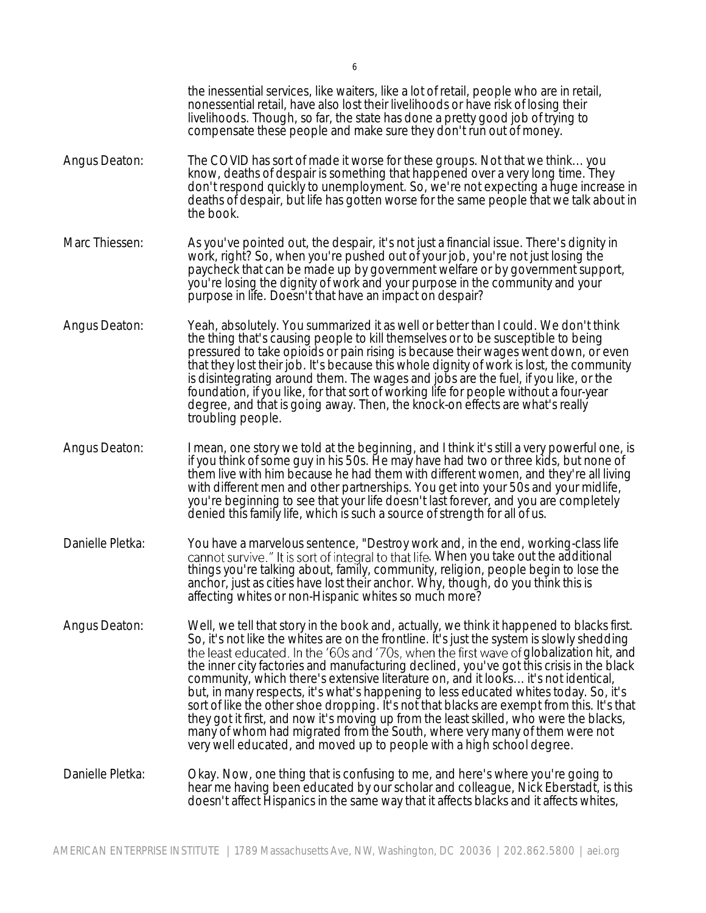the inessential services, like waiters, like a lot of retail, people who are in retail, nonessential retail, have also lost their livelihoods or have risk of losing their livelihoods. Though, so far, the state has done a pretty good job of trying to compensate these people and make sure they don't run out of money.

Angus Deaton: The COVID has sort of made it worse for these groups. Not that we think… you know, deaths of despair is something that happened over a very long time. They don't respond quickly to unemployment. So, we're not expecting a huge increase in deaths of despair, but life has gotten worse for the same people that we talk about in the book.

Marc Thiessen: As you've pointed out, the despair, it's not just a financial issue. There's dignity in work, right? So, when you're pushed out of your job, you're not just losing the paycheck that can be made up by government welfare or by government support, you're losing the dignity of work and your purpose in the community and your purpose in life. Doesn't that have an impact on despair?

Angus Deaton: Yeah, absolutely. You summarized it as well or better than I could. We don't think the thing that's causing people to kill themselves or to be susceptible to being pressured to take opioids or pain rising is because their wages went down, or even that they lost their job. It's because this whole dignity of work is lost, the community is disintegrating around them. The wages and jobs are the fuel, if you like, or the foundation, if you like, for that sort of working life for people without a four-year degree, and that is going away. Then, the knock-on effects are what's really troubling people.

Angus Deaton: I mean, one story we told at the beginning, and I think it's still a very powerful one, is if you think of some guy in his 50s. He may have had two or three kids, but none of them live with him because he had them with different women, and they're all living with different men and other partnerships. You get into your 50s and your midlife, you're beginning to see that your life doesn't last forever, and you are completely denied this family life, which is such a source of strength for all of us.

Danielle Pletka: You have a marvelous sentence, "Destroy work and, in the end, working-class life cannot survive." It is sort of integral to that life. When you take out the additional things you're talking about, family, community, religion, people begin to lose the anchor, just as cities have lost their anchor. Why, though, do you think this is affecting whites or non-Hispanic whites so much more?

Angus Deaton: Well, we tell that story in the book and, actually, we think it happened to blacks first. So, it's not like the whites are on the frontline. It's just the system is slowly shedding the least educated. In the '60s and '70s, when the first wave of globalization hit, and the inner city factories and manufacturing declined, you've got this crisis in the black community, which there's extensive literature on, and it looks… it's not identical, but, in many respects, it's what's happening to less educated whites today. So, it's sort of like the other shoe dropping. It's not that blacks are exempt from this. It's that they got it first, and now it's moving up from the least skilled, who were the blacks, many of whom had migrated from the South, where very many of them were not very well educated, and moved up to people with a high school degree.

Danielle Pletka: Okay. Now, one thing that is confusing to me, and here's where you're going to hear me having been educated by our scholar and colleague, Nick Eberstadt, is this doesn't affect Hispanics in the same way that it affects blacks and it affects whites,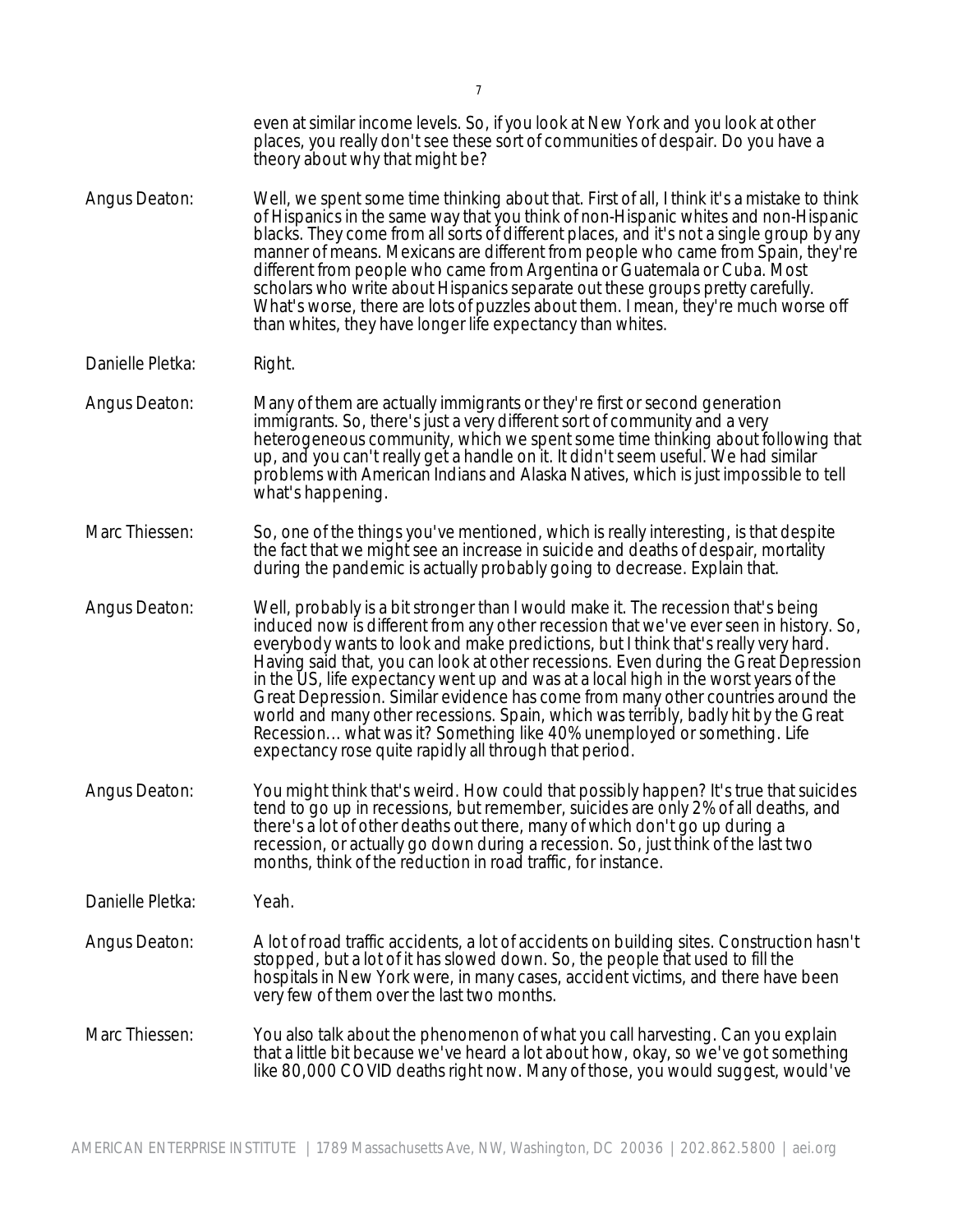even at similar income levels. So, if you look at New York and you look at other places, you really don't see these sort of communities of despair. Do you have a theory about why that might be?

**Angus Deaton:** Well, we spent some time thinking about that. First of all, I think it's a mistake to think of Hispanics in the same way that you think of non-Hispanic whites and non-Hispanic blacks. They come from all sorts of different places, and it's not a single group by any manner of means. Mexicans are different from people who came from Spain, they're different from people who came from Argentina or Guatemala or Cuba. Most scholars who write about Hispanics separate out these groups pretty carefully. What's worse, there are lots of puzzles about them. I mean, they're much worse off than whites, they have longer life expectancy than whites.

**Danielle Pletka:** Right.

**Angus Deaton:** Many of them are actually immigrants or they're first or second generation immigrants. So, there's just a very different sort of community and a very heterogeneous community, which we spent some time thinking about following that up, and you can't really get a handle on it. It didn't seem useful. We had similar problems with American Indians and Alaska Natives, which is just impossible to tell what's happening.

**Marc Thiessen:** So, one of the things you've mentioned, which is really interesting, is that despite the fact that we might see an increase in suicide and deaths of despair, mortality during the pandemic is actually probably going to decrease. Explain that.

**Angus Deaton:** Well, probably is a bit stronger than I would make it. The recession that's being induced now is different from any other recession that we've ever seen in history. So, everybody wants to look and make predictions, but I think that's really very hard. Having said that, you can look at other recessions. Even during the Great Depression in the US, life expectancy went up and was at a local high in the worst years of the Great Depression. Similar evidence has come from many other countries around the world and many other recessions. Spain, which was terribly, badly hit by the Great Recession… what was it? Something like 40% unemployed or something. Life expectancy rose quite rapidly all through that period.

**Angus Deaton:** You might think that's weird. How could that possibly happen? It's true that suicides tend to go up in recessions, but remember, suicides are only 2% of all deaths, and there's a lot of other deaths out there, many of which don't go up during a recession, or actually go down during a recession. So, just think of the last two months, think of the reduction in road traffic, for instance.

**Danielle Pletka:** Yeah.

**Angus Deaton:** A lot of road traffic accidents, a lot of accidents on building sites. Construction hasn't stopped, but a lot of it has slowed down. So, the people that used to fill the hospitals in New York were, in many cases, accident victims, and there have been very few of them over the last two months.

**Marc Thiessen:** You also talk about the phenomenon of what you call harvesting. Can you explain that a little bit because we've heard a lot about how, okay, so we've got something like 80,000 COVID deaths right now. Many of those, you would suggest, would've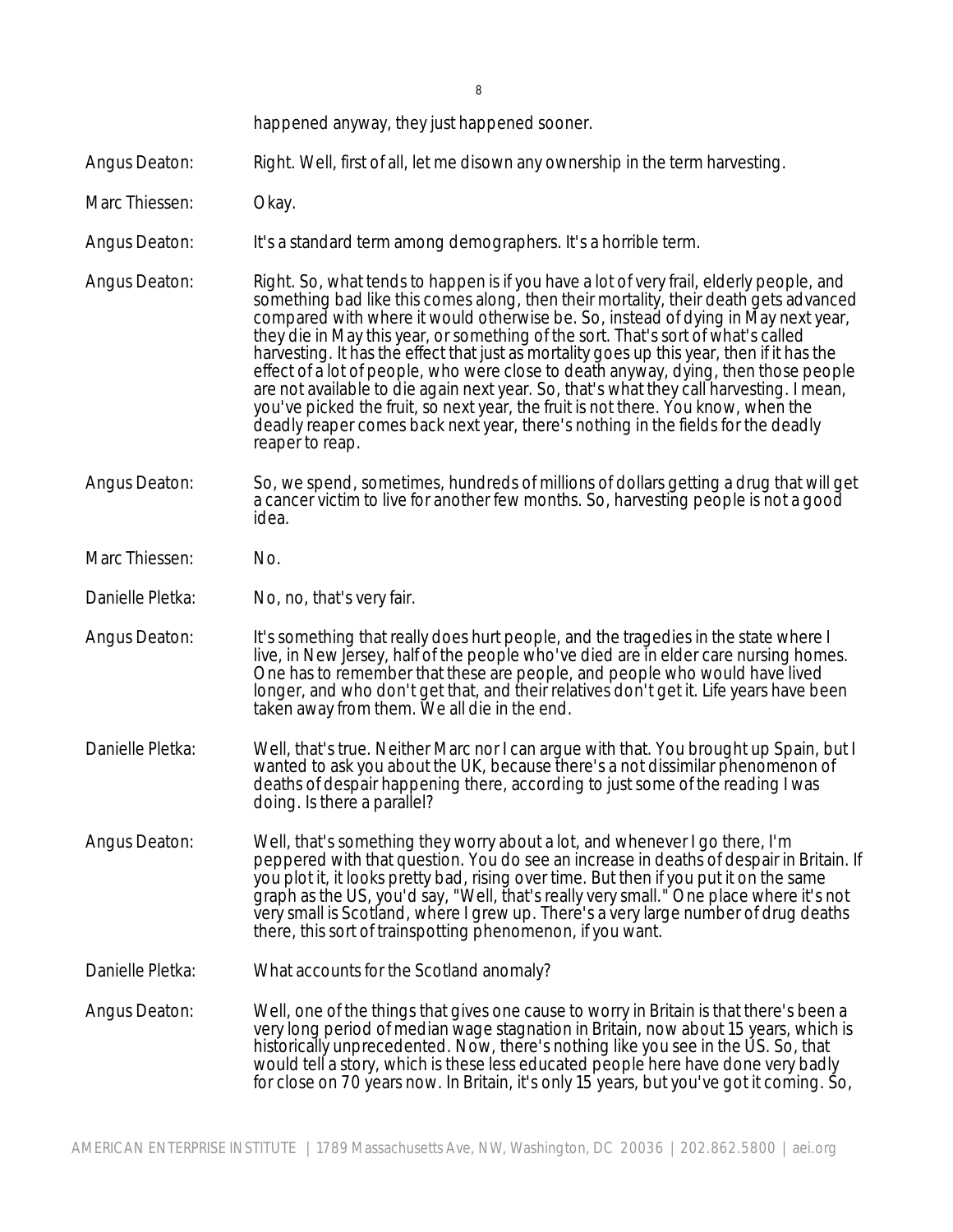happened anyway, they just happened sooner.

Angus Deaton: Right. Well, first of all, let me disown any ownership in the term harvesting.

Marc Thiessen: Okay.

Angus Deaton: It's a standard term among demographers. It's a horrible term.

Angus Deaton: Right. So, what tends to happen is if you have a lot of very frail, elderly people, and something bad like this comes along, then their mortality, their death gets advanced compared with where it would otherwise be. So, instead of dying in May next year, they die in May this year, or something of the sort. That's sort of what's called harvesting. It has the effect that just as mortality goes up this year, then if it has the effect of a lot of people, who were close to death anyway, dying, then those people are not available to die again next year. So, that's what they call harvesting. I mean, you've picked the fruit, so next year, the fruit is not there. You know, when the deadly reaper comes back next year, there's nothing in the fields for the deadly reaper to reap.

Angus Deaton: So, we spend, sometimes, hundreds of millions of dollars getting a drug that will get a cancer victim to live for another few months. So, harvesting people is not a good idea.

Marc Thiessen: No.

Danielle Pletka: No, no, that's very fair.

Angus Deaton: It's something that really does hurt people, and the tragedies in the state where I live, in New Jersey, half of the people who've died are in elder care nursing homes. One has to remember that these are people, and people who would have lived longer, and who don't get that, and their relatives don't get it. Life years have been taken away from them. We all die in the end.

Danielle Pletka: Well, that's true. Neither Marc nor I can argue with that. You brought up Spain, but I wanted to ask you about the UK, because there's a not dissimilar phenomenon of deaths of despair happening there, according to just some of the reading I was doing. Is there a parallel?

Angus Deaton: Well, that's something they worry about a lot, and whenever I go there, I'm peppered with that question. You do see an increase in deaths of despair in Britain. If you plot it, it looks pretty bad, rising over time. But then if you put it on the same graph as the US, you'd say, "Well, that's really very small." One place where it's not very small is Scotland, where I grew up. There's a very large number of drug deaths there, this sort of trainspotting phenomenon, if you want.

Danielle Pletka: What accounts for the Scotland anomaly?

Angus Deaton: Well, one of the things that gives one cause to worry in Britain is that there's been a very long period of median wage stagnation in Britain, now about 15 years, which is historically unprecedented. Now, there's nothing like you see in the US. So, that would tell a story, which is these less educated people here have done very badly for close on 70 years now. In Britain, it's only 15 years, but you've got it coming. So,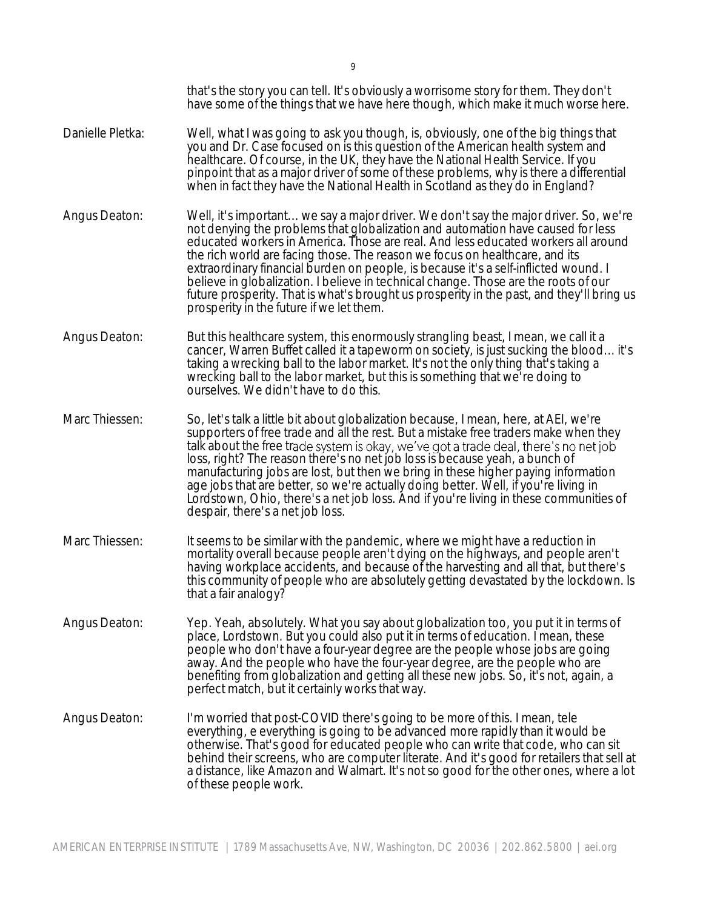that's the story you can tell. It's obviously a worrisome story for them. They don't have some of the things that we have here though, which make it much worse here.

**Danielle Pletka:** Well, what I was going to ask you though, is, obviously, one of the big things that you and Dr. Case focused on is this question of the American health system and healthcare. Of course, in the UK, they have the National Health Service. If you pinpoint that as a major driver of some of these problems, why is there a differential when in fact they have the National Health in Scotland as they do in England?

**Angus Deaton:** Well, it's important… we say a major driver. We don't say the major driver. So, we're not denying the problems that globalization and automation have caused for less educated workers in America. Those are real. And less educated workers all around the rich world are facing those. The reason we focus on healthcare, and its extraordinary financial burden on people, is because it's a self-inflicted wound. I believe in globalization. I believe in technical change. Those are the roots of our future prosperity. That is what's brought us prosperity in the past, and they'll bring us prosperity in the future if we let them.

**Angus Deaton:** But this healthcare system, this enormously strangling beast, I mean, we call it a cancer, Warren Buffet called it a tapeworm on society, is just sucking the blood… it's taking a wrecking ball to the labor market. It's not the only thing that's taking a wrecking ball to the labor market, but this is something that we're doing to ourselves. We didn't have to do this.

**Marc Thiessen:** So, let's talk a little bit about globalization because, I mean, here, at AEI, we're supporters of free trade and all the rest. But a mistake free traders make when they talk about the free trade system is okay, we've got a trade deal, there's no net job loss, right? The reason there's no net job loss is because yeah, a bunch of manufacturing jobs are lost, but then we bring in these higher paying information age jobs that are better, so we're actually doing better. Well, if you're living in Lordstown, Ohio, there's a net job loss. And if you're living in these communities of despair, there's a net job loss.

**Marc Thiessen:** It seems to be similar with the pandemic, where we might have a reduction in mortality overall because people aren't dying on the highways, and people aren't having workplace accidents, and because of the harvesting and all that, but there's this community of people who are absolutely getting devastated by the lockdown. Is that a fair analogy?

**Angus Deaton:** Yep. Yeah, absolutely. What you say about globalization too, you put it in terms of place, Lordstown. But you could also put it in terms of education. I mean, these people who don't have a four-year degree are the people whose jobs are going away. And the people who have the four-year degree, are the people who are benefiting from globalization and getting all these new jobs. So, it's not, again, a perfect match, but it certainly works that way.

**Angus Deaton:** I'm worried that post-COVID there's going to be more of this. I mean, tele everything, e everything is going to be advanced more rapidly than it would be otherwise. That's good for educated people who can write that code, who can sit behind their screens, who are computer literate. And it's good for retailers that sell at a distance, like Amazon and Walmart. It's not so good for the other ones, where a lot of these people work.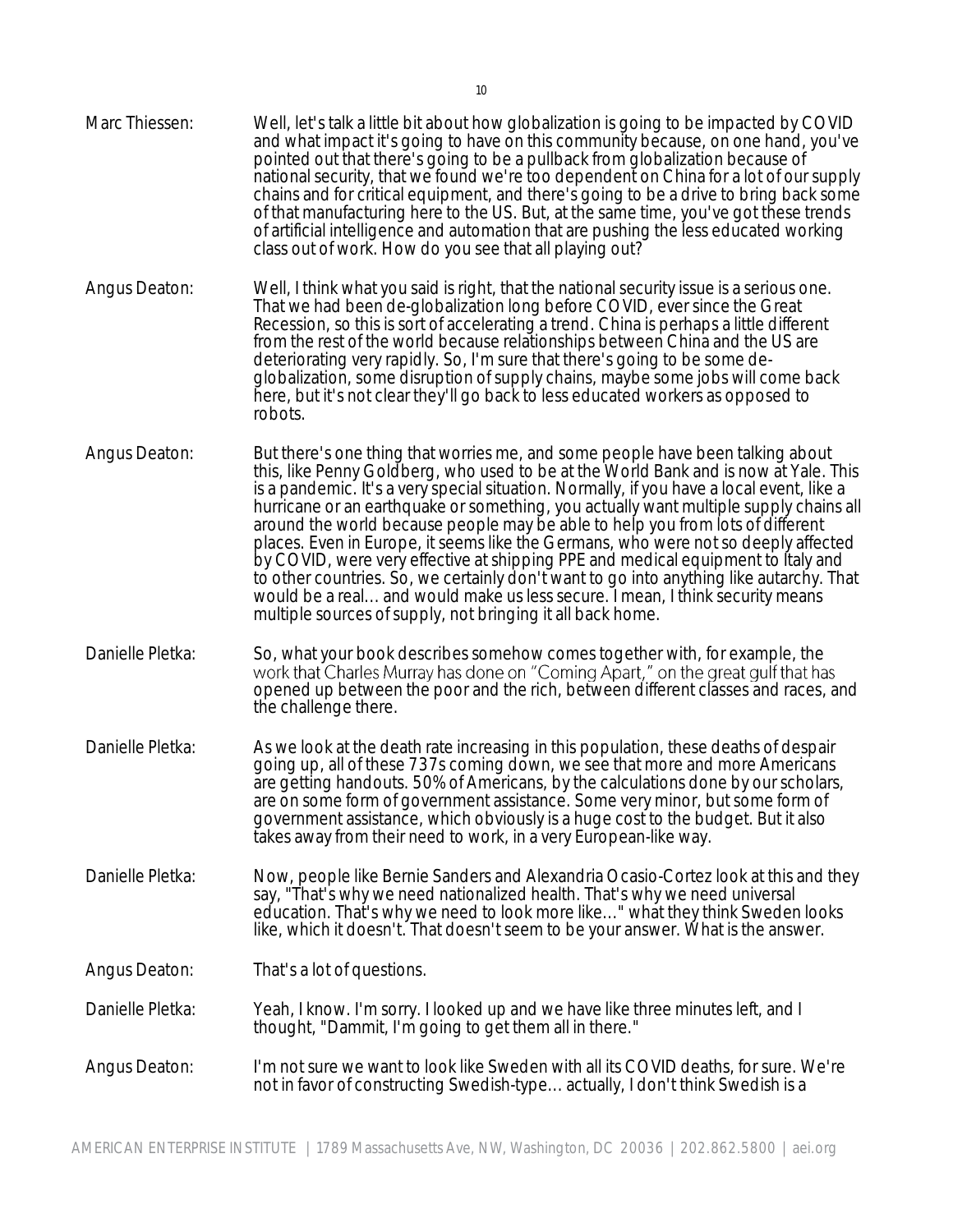Marc Thiessen: Well, let's talk a little bit about how globalization is going to be impacted by COVID and what impact it's going to have on this community because, on one hand, you've pointed out that there's going to be a pullback from globalization because of national security, that we found we're too dependent on China for a lot of our supply chains and for critical equipment, and there's going to be a drive to bring back some of that manufacturing here to the US. But, at the same time, you've got these trends of artificial intelligence and automation that are pushing the less educated working class out of work. How do you see that all playing out?

Angus Deaton: Well, I think what you said is right, that the national security issue is a serious one. That we had been de-globalization long before COVID, ever since the Great Recession, so this is sort of accelerating a trend. China is perhaps a little different from the rest of the world because relationships between China and the US are deteriorating very rapidly. So, I'm sure that there's going to be some de-globalization, some disruption of supply chains, maybe some jobs will come back here, but it's not clear they'll go back to less educated workers as opposed to robots.

Angus Deaton: But there's one thing that worries me, and some people have been talking about this, like Penny Goldberg, who used to be at the World Bank and is now at Yale. This is a pandemic. It's a very special situation. Normally, if you have a local event, like a hurricane or an earthquake or something, you actually want multiple supply chains all around the world because people may be able to help you from lots of different places. Even in Europe, it seems like the Germans, who were not so deeply affected by COVID, were very effective at shipping PPE and medical equipment to Italy and to other countries. So, we certainly don't want to go into anything like autarchy. That would be a real… and would make us less secure. I mean, I think security means multiple sources of supply, not bringing it all back home.

Danielle Pletka: So, what your book describes somehow comes together with, for example, the work that Charles Murray has done on "Coming Apart," on the great gulf that has opened up between the poor and the rich, between different classes and races, and the challenge there.

Danielle Pletka: As we look at the death rate increasing in this population, these deaths of despair going up, all of these 737s coming down, we see that more and more Americans are getting handouts. 50% of Americans, by the calculations done by our scholars, are on some form of government assistance. Some very minor, but some form of government assistance, which obviously is a huge cost to the budget. But it also takes away from their need to work, in a very European-like way.

Danielle Pletka: Now, people like Bernie Sanders and Alexandria Ocasio-Cortez look at this and they say, "That's why we need nationalized health. That's why we need universal education. That's why we need to look more like…" what they think Sweden looks like, which it doesn't. That doesn't seem to be your answer. What is the answer.

Angus Deaton: That's a lot of questions.

Danielle Pletka: Yeah, I know. I'm sorry. I looked up and we have like three minutes left, and I thought, "Dammit, I'm going to get them all in there."

Angus Deaton: I'm not sure we want to look like Sweden with all its COVID deaths, for sure. We're not in favor of constructing Swedish-type… actually, I don't think Swedish is a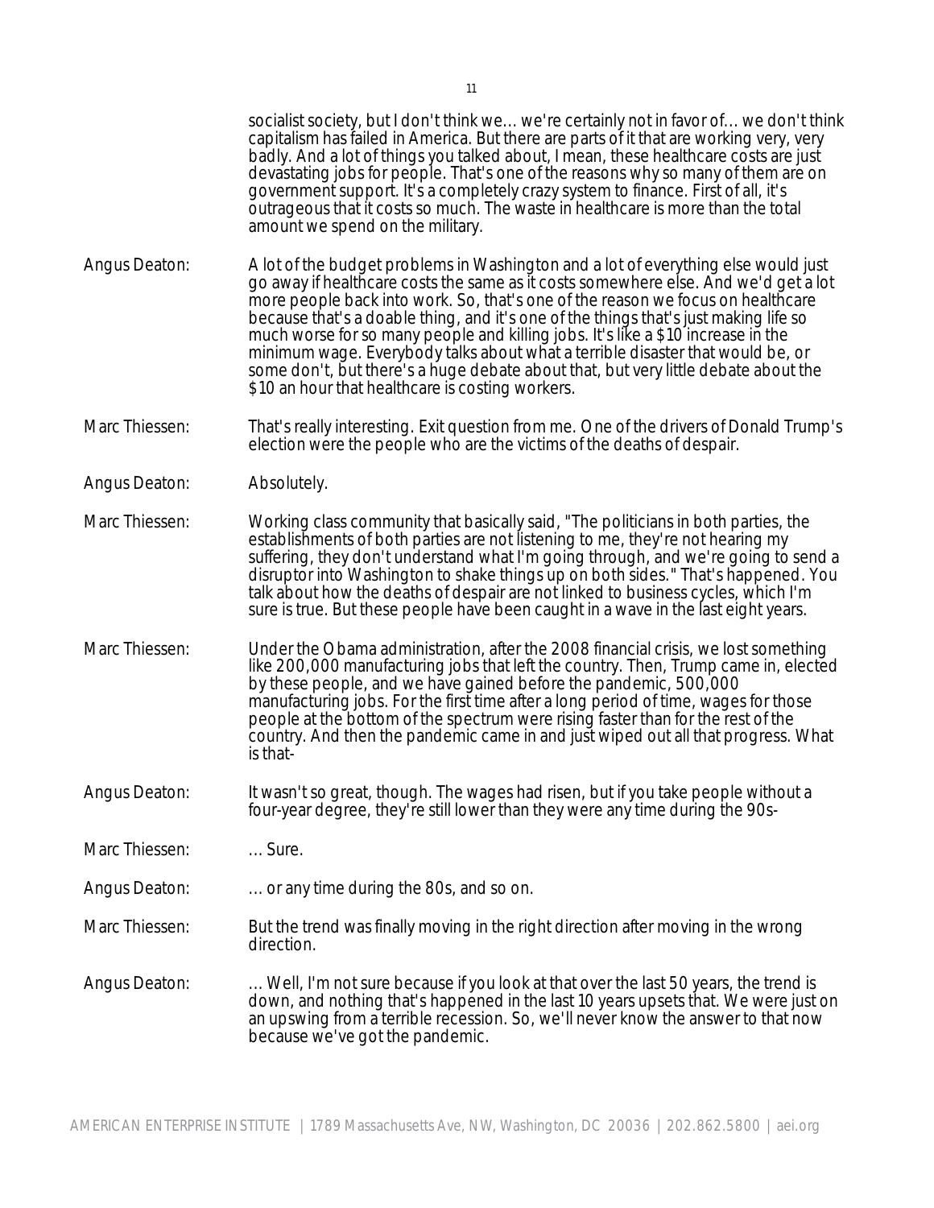socialist society, but I don't think we... we're certainly not in favor of... we don't think capitalism has failed in America. But there are parts of it that are working very, very badly. And a lot of things you talked about, I mean, these healthcare costs are just devastating jobs for people. That's one of the reasons why so many of them are on government support. It's a completely crazy system to finance. First of all, it's outrageous that it costs so much. The waste in healthcare is more than the total amount we spend on the military.

Angus Deaton: A lot of the budget problems in Washington and a lot of everything else would just go away if healthcare costs the same as it costs somewhere else. And we'd get a lot more people back into work. So, that's one of the reason we focus on healthcare because that's a doable thing, and it's one of the things that's just making life so much worse for so many people and killing jobs. It's like a $10 increase in the minimum wage. Everybody talks about what a terrible disaster that would be, or some don't, but there's a huge debate about that, but very little debate about the $10 an hour that healthcare is costing workers.

Marc Thiessen: That's really interesting. Exit question from me. One of the drivers of Donald Trump's election were the people who are the victims of the deaths of despair.

Angus Deaton: Absolutely.

Marc Thiessen: Working class community that basically said, "The politicians in both parties, the establishments of both parties are not listening to me, they're not hearing my suffering, they don't understand what I'm going through, and we're going to send a disruptor into Washington to shake things up on both sides." That's happened. You talk about how the deaths of despair are not linked to business cycles, which I'm sure is true. But these people have been caught in a wave in the last eight years.

Marc Thiessen: Under the Obama administration, after the 2008 financial crisis, we lost something like 200,000 manufacturing jobs that left the country. Then, Trump came in, elected by these people, and we have gained before the pandemic, 500,000 manufacturing jobs. For the first time after a long period of time, wages for those people at the bottom of the spectrum were rising faster than for the rest of the country. And then the pandemic came in and just wiped out all that progress. What is that-

Angus Deaton: It wasn't so great, though. The wages had risen, but if you take people without a four-year degree, they're still lower than they were any time during the 90s-

Marc Thiessen: ... Sure.

Angus Deaton: ... or any time during the 80s, and so on.

Marc Thiessen: But the trend was finally moving in the right direction after moving in the wrong direction.

Angus Deaton: ... Well, I'm not sure because if you look at that over the last 50 years, the trend is down, and nothing that's happened in the last 10 years upsets that. We were just on an upswing from a terrible recession. So, we'll never know the answer to that now because we've got the pandemic.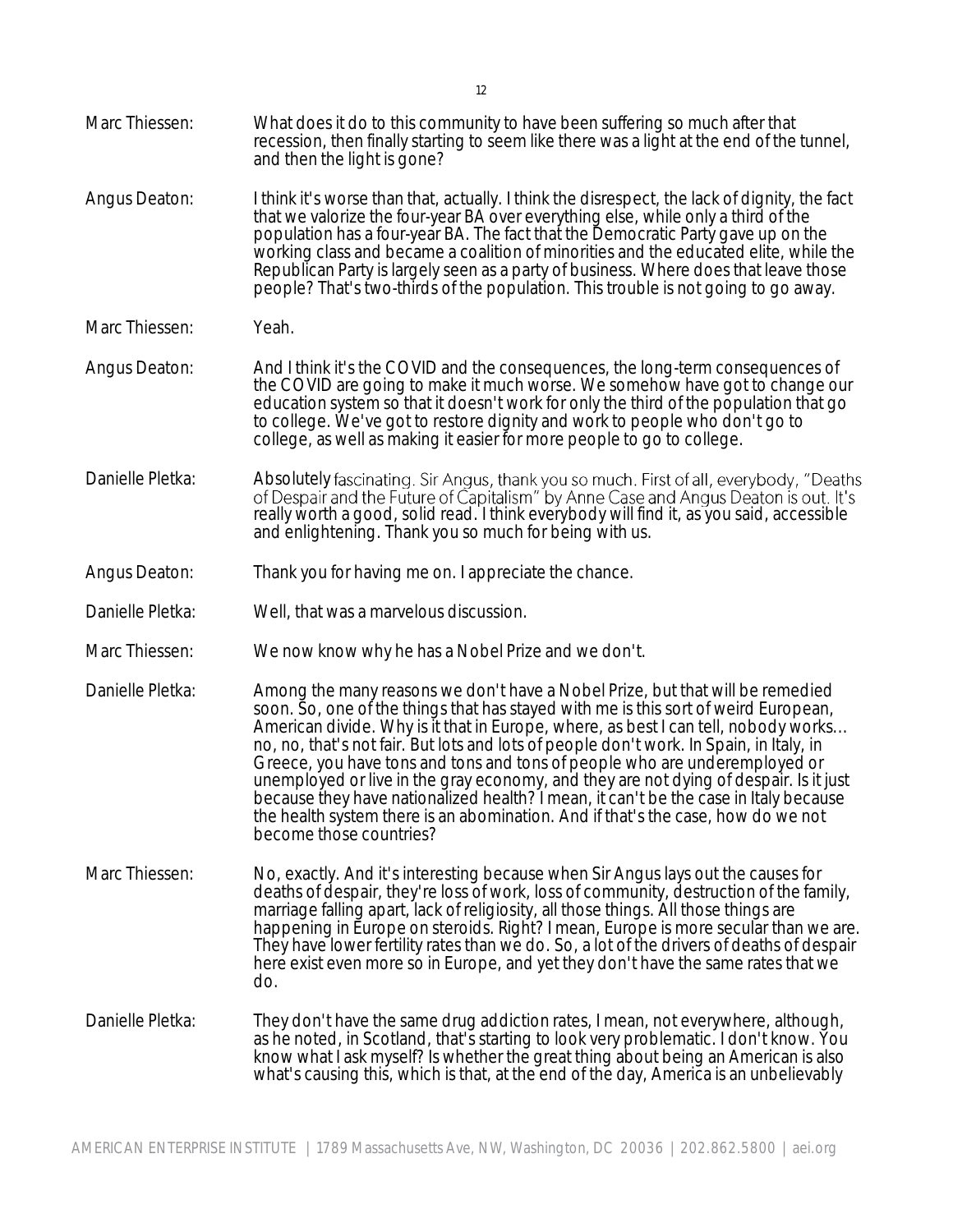Marc Thiessen: What does it do to this community to have been suffering so much after that recession, then finally starting to seem like there was a light at the end of the tunnel, and then the light is gone?

Angus Deaton: I think it's worse than that, actually. I think the disrespect, the lack of dignity, the fact that we valorize the four-year BA over everything else, while only a third of the population has a four-year BA. The fact that the Democratic Party gave up on the working class and became a coalition of minorities and the educated elite, while the Republican Party is largely seen as a party of business. Where does that leave those people? That's two-thirds of the population. This trouble is not going to go away.

Marc Thiessen: Yeah.

Angus Deaton: And I think it's the COVID and the consequences, the long-term consequences of the COVID are going to make it much worse. We somehow have got to change our education system so that it doesn't work for only the third of the population that go to college. We've got to restore dignity and work to people who don't go to college, as well as making it easier for more people to go to college.

Danielle Pletka: Absolutely fascinating. Sir Angus, thank you so much. First of all, everybody, "Deaths of Despair and the Future of Capitalism" by Anne Case and Angus Deaton is out. It's really worth a good, solid read. I think everybody will find it, as you said, accessible and enlightening. Thank you so much for being with us.

Angus Deaton: Thank you for having me on. I appreciate the chance.

Danielle Pletka: Well, that was a marvelous discussion.

Marc Thiessen: We now know why he has a Nobel Prize and we don't.

Danielle Pletka: Among the many reasons we don't have a Nobel Prize, but that will be remedied soon. So, one of the things that has stayed with me is this sort of weird European, American divide. Why is it that in Europe, where, as best I can tell, nobody works... no, no, that's not fair. But lots and lots of people don't work. In Spain, in Italy, in Greece, you have tons and tons and tons of people who are underemployed or unemployed or live in the gray economy, and they are not dying of despair. Is it just because they have nationalized health? I mean, it can't be the case in Italy because the health system there is an abomination. And if that's the case, how do we not become those countries?

Marc Thiessen: No, exactly. And it's interesting because when Sir Angus lays out the causes for deaths of despair, they're loss of work, loss of community, destruction of the family, marriage falling apart, lack of religiosity, all those things. All those things are happening in Europe on steroids. Right? I mean, Europe is more secular than we are. They have lower fertility rates than we do. So, a lot of the drivers of deaths of despair here exist even more so in Europe, and yet they don't have the same rates that we do.

Danielle Pletka: They don't have the same drug addiction rates, I mean, not everywhere, although, as he noted, in Scotland, that's starting to look very problematic. I don't know. You know what I ask myself? Is whether the great thing about being an American is also what's causing this, which is that, at the end of the day, America is an unbelievably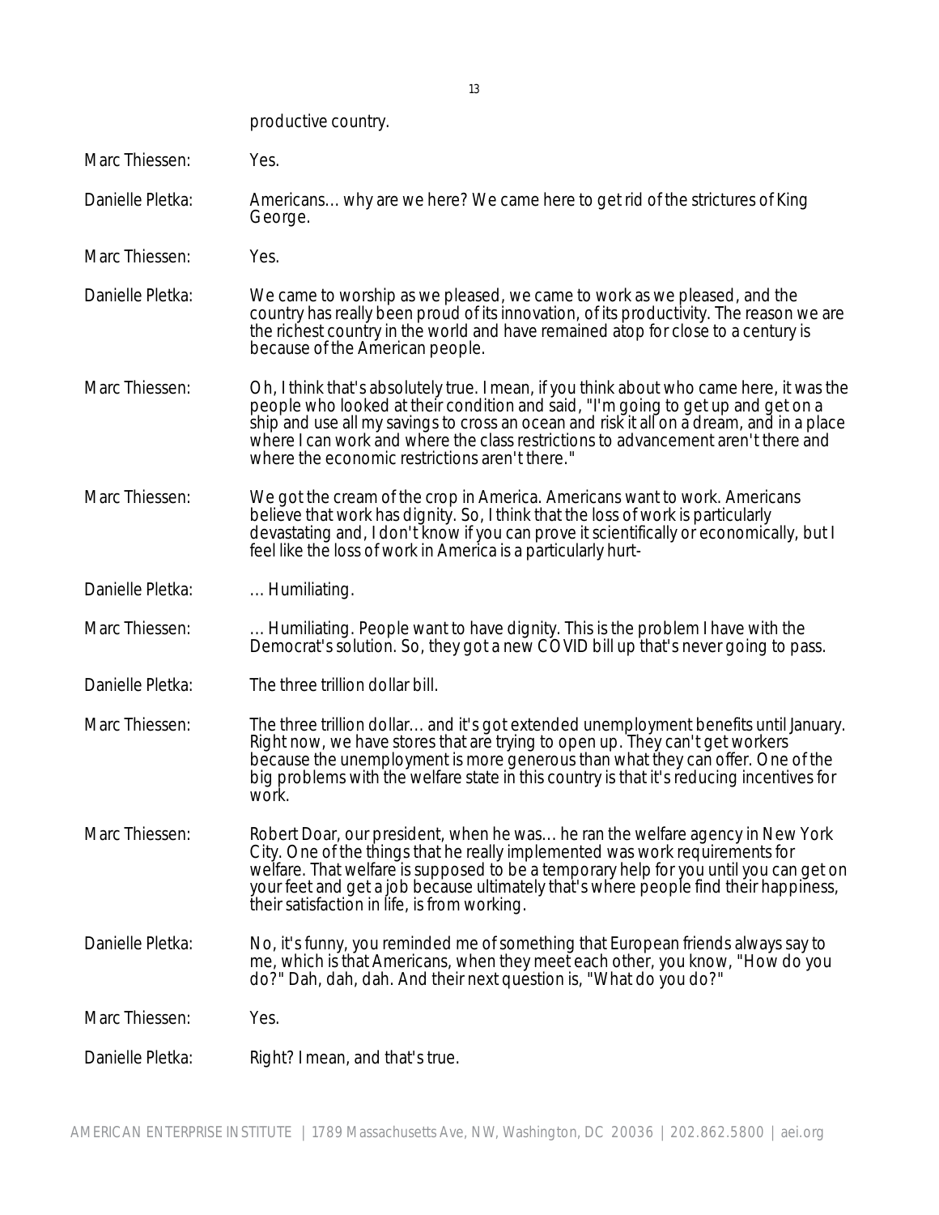productive country.

Marc Thiessen: Yes.

Danielle Pletka: Americans… why are we here? We came here to get rid of the strictures of King George.

Marc Thiessen: Yes.

Danielle Pletka: We came to worship as we pleased, we came to work as we pleased, and the country has really been proud of its innovation, of its productivity. The reason we are the richest country in the world and have remained atop for close to a century is because of the American people.

Marc Thiessen: Oh, I think that's absolutely true. I mean, if you think about who came here, it was the people who looked at their condition and said, "I'm going to get up and get on a ship and use all my savings to cross an ocean and risk it all on a dream, and in a place where I can work and where the class restrictions to advancement aren't there and where the economic restrictions aren't there."

Marc Thiessen: We got the cream of the crop in America. Americans want to work. Americans believe that work has dignity. So, I think that the loss of work is particularly devastating and, I don't know if you can prove it scientifically or economically, but I feel like the loss of work in America is a particularly hurt-

Danielle Pletka: … Humiliating.

Marc Thiessen: … Humiliating. People want to have dignity. This is the problem I have with the Democrat's solution. So, they got a new COVID bill up that's never going to pass.

Danielle Pletka: The three trillion dollar bill.

Marc Thiessen: The three trillion dollar… and it's got extended unemployment benefits until January. Right now, we have stores that are trying to open up. They can't get workers because the unemployment is more generous than what they can offer. One of the big problems with the welfare state in this country is that it's reducing incentives for work.

Marc Thiessen: Robert Doar, our president, when he was… he ran the welfare agency in New York City. One of the things that he really implemented was work requirements for welfare. That welfare is supposed to be a temporary help for you until you can get on your feet and get a job because ultimately that's where people find their happiness, their satisfaction in life, is from working.

Danielle Pletka: No, it's funny, you reminded me of something that European friends always say to me, which is that Americans, when they meet each other, you know, "How do you do?" Dah, dah, dah. And their next question is, "What do you do?"

Marc Thiessen: Yes.

Danielle Pletka: Right? I mean, and that's true.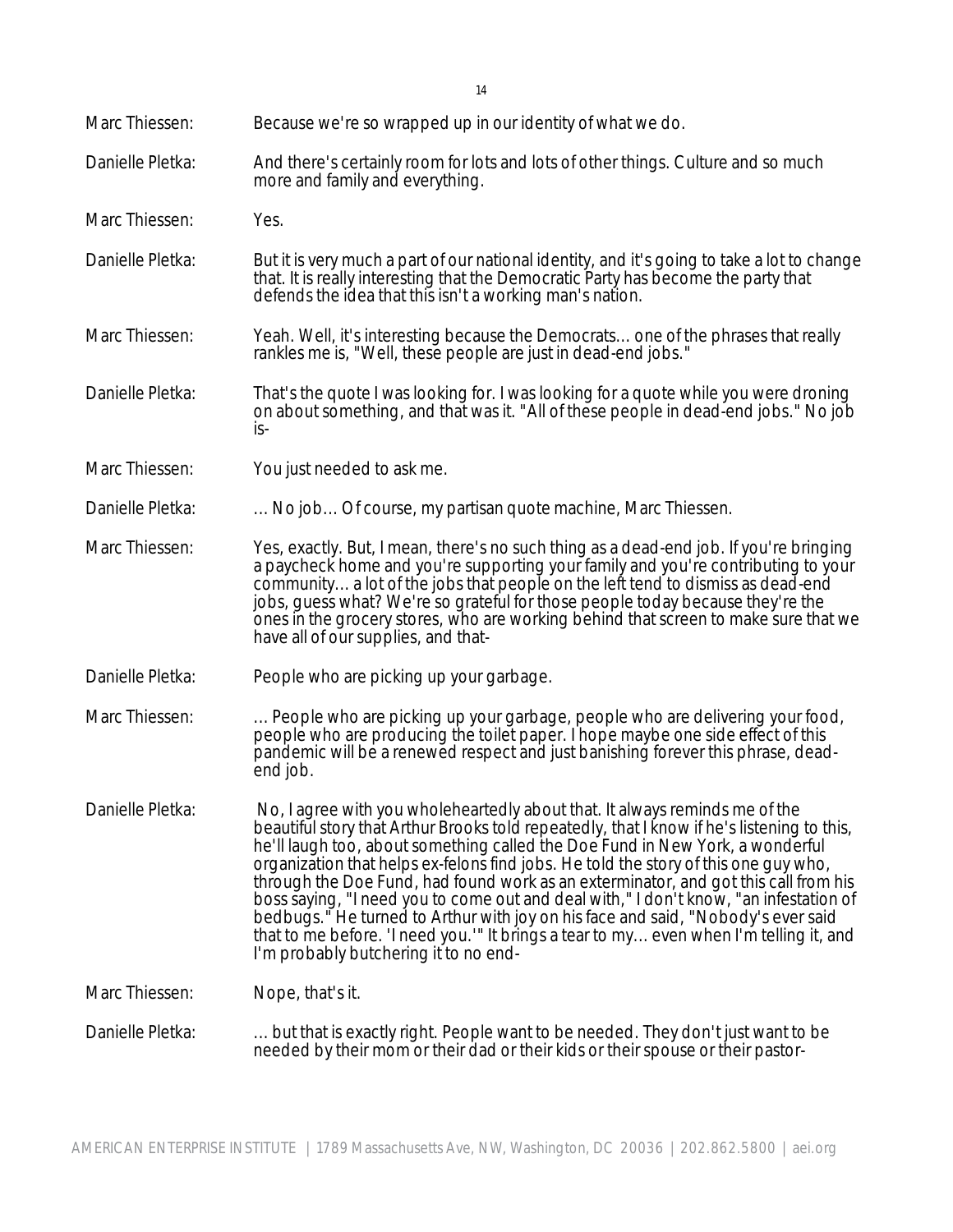Marc Thiessen: Because we're so wrapped up in our identity of what we do.

Danielle Pletka: And there's certainly room for lots and lots of other things. Culture and so much more and family and everything.

Marc Thiessen: Yes.

Danielle Pletka: But it is very much a part of our national identity, and it's going to take a lot to change that. It is really interesting that the Democratic Party has become the party that defends the idea that this isn't a working man's nation.

Marc Thiessen: Yeah. Well, it's interesting because the Democrats… one of the phrases that really rankles me is, "Well, these people are just in dead-end jobs."

Danielle Pletka: That's the quote I was looking for. I was looking for a quote while you were droning on about something, and that was it. "All of these people in dead-end jobs." No job is-

Marc Thiessen: You just needed to ask me.

Danielle Pletka: … No job… Of course, my partisan quote machine, Marc Thiessen.

Marc Thiessen: Yes, exactly. But, I mean, there's no such thing as a dead-end job. If you're bringing a paycheck home and you're supporting your family and you're contributing to your community… a lot of the jobs that people on the left tend to dismiss as dead-end jobs, guess what? We're so grateful for those people today because they're the ones in the grocery stores, who are working behind that screen to make sure that we have all of our supplies, and that-

Danielle Pletka: People who are picking up your garbage.

Marc Thiessen: … People who are picking up your garbage, people who are delivering your food, people who are producing the toilet paper. I hope maybe one side effect of this pandemic will be a renewed respect and just banishing forever this phrase, dead-end job.

Danielle Pletka: No, I agree with you wholeheartedly about that. It always reminds me of the beautiful story that Arthur Brooks told repeatedly, that I know if he's listening to this, he'll laugh too, about something called the Doe Fund in New York, a wonderful organization that helps ex-felons find jobs. He told the story of this one guy who, through the Doe Fund, had found work as an exterminator, and got this call from his boss saying, "I need you to come out and deal with," I don't know, "an infestation of bedbugs." He turned to Arthur with joy on his face and said, "Nobody's ever said that to me before. 'I need you.'" It brings a tear to my… even when I'm telling it, and I'm probably butchering it to no end-

Marc Thiessen: Nope, that's it.

Danielle Pletka: … but that is exactly right. People want to be needed. They don't just want to be needed by their mom or their dad or their kids or their spouse or their pastor-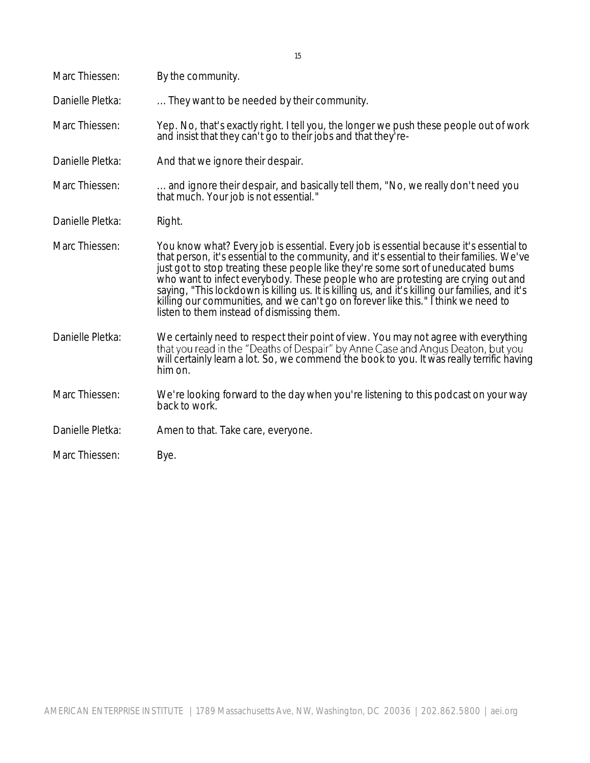Marc Thiessen: By the community.

Danielle Pletka: … They want to be needed by their community.

Marc Thiessen: Yep. No, that's exactly right. I tell you, the longer we push these people out of work and insist that they can't go to their jobs and that they're-

Danielle Pletka: And that we ignore their despair.

Marc Thiessen: … and ignore their despair, and basically tell them, "No, we really don't need you that much. Your job is not essential."

Danielle Pletka: Right.

Marc Thiessen: You know what? Every job is essential. Every job is essential because it's essential to that person, it's essential to the community, and it's essential to their families. We've just got to stop treating these people like they're some sort of uneducated bums who want to infect everybody. These people who are protesting are crying out and saying, "This lockdown is killing us. It is killing us, and it's killing our families, and it's killing our communities, and we can't go on forever like this." I think we need to listen to them instead of dismissing them.

Danielle Pletka: We certainly need to respect their point of view. You may not agree with everything that you read in the "Deaths of Despair" by Anne Case and Angus Deaton, but you will certainly learn a lot. So, we commend the book to you. It was really terrific having him on.

Marc Thiessen: We're looking forward to the day when you're listening to this podcast on your way back to work.

Danielle Pletka: Amen to that. Take care, everyone.

Marc Thiessen: Bye.